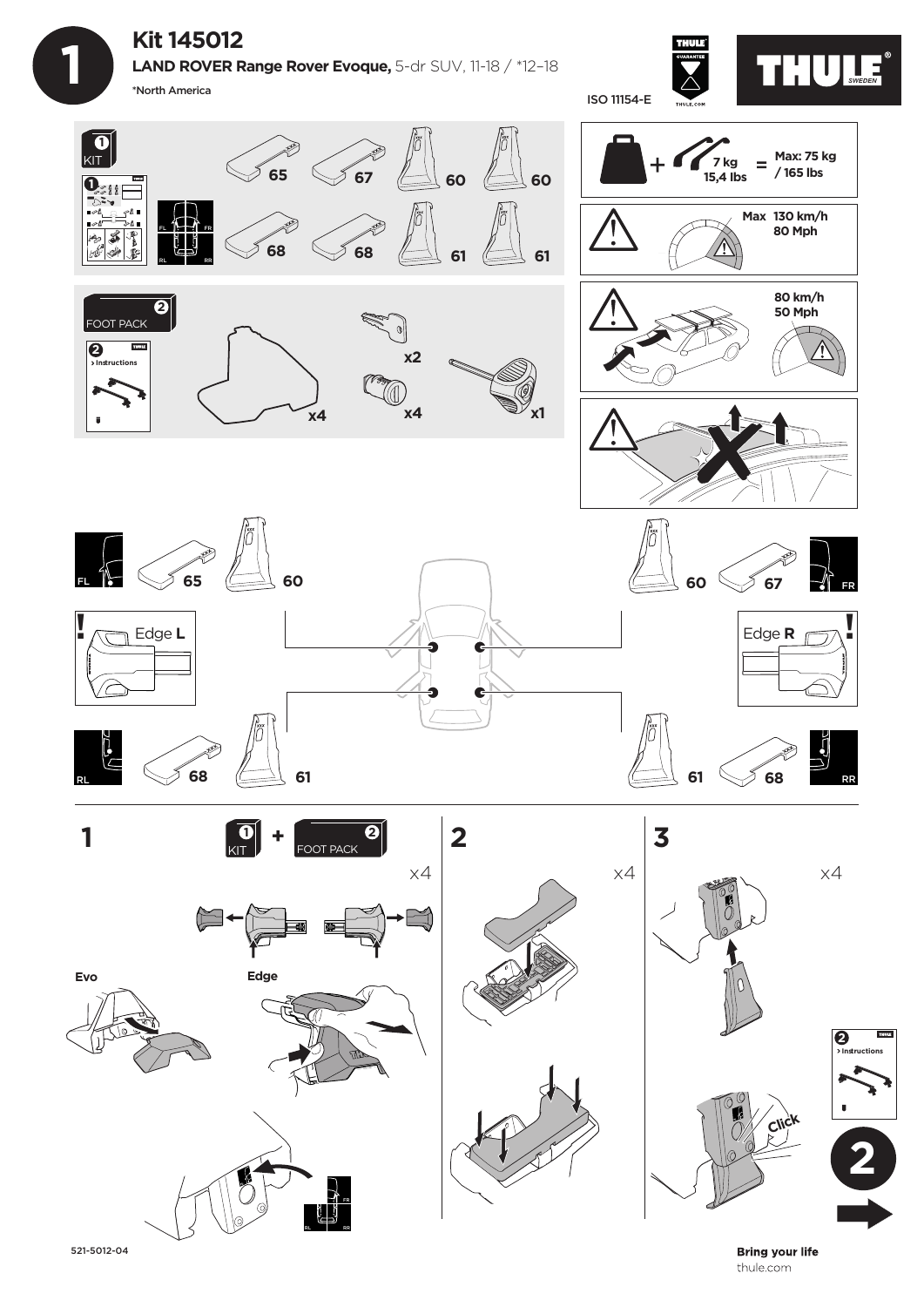# Kit 145012

**LAND ROVER Range Rover Evoque,** 5-dr SUV, 11-18 / *12–18

*North America

ISO 11154-E

THULE SWEDEN

**1 KIT**

65, 67, 60, 60, 68, 68, 61, 61

**2 FOOT PACK**

x4, x2, x4, x1

**7 kg / 15,4 lbs** = **Max: 75 kg / 165 lbs**

**Max 130 km/h 80 Mph**

**80 km/h 50 Mph**

FL — 65, 60

FR — 60, 67

Edge **L**

Edge **R**

RL — 68, 61

RR — 61, 68

## 1

1 KIT + 2 FOOT PACK

x4

Evo

Edge

## 2

x4

## 3

x4

Click

2 > Instructions

**2**

521-5012-04

**Bring your life**
thule.com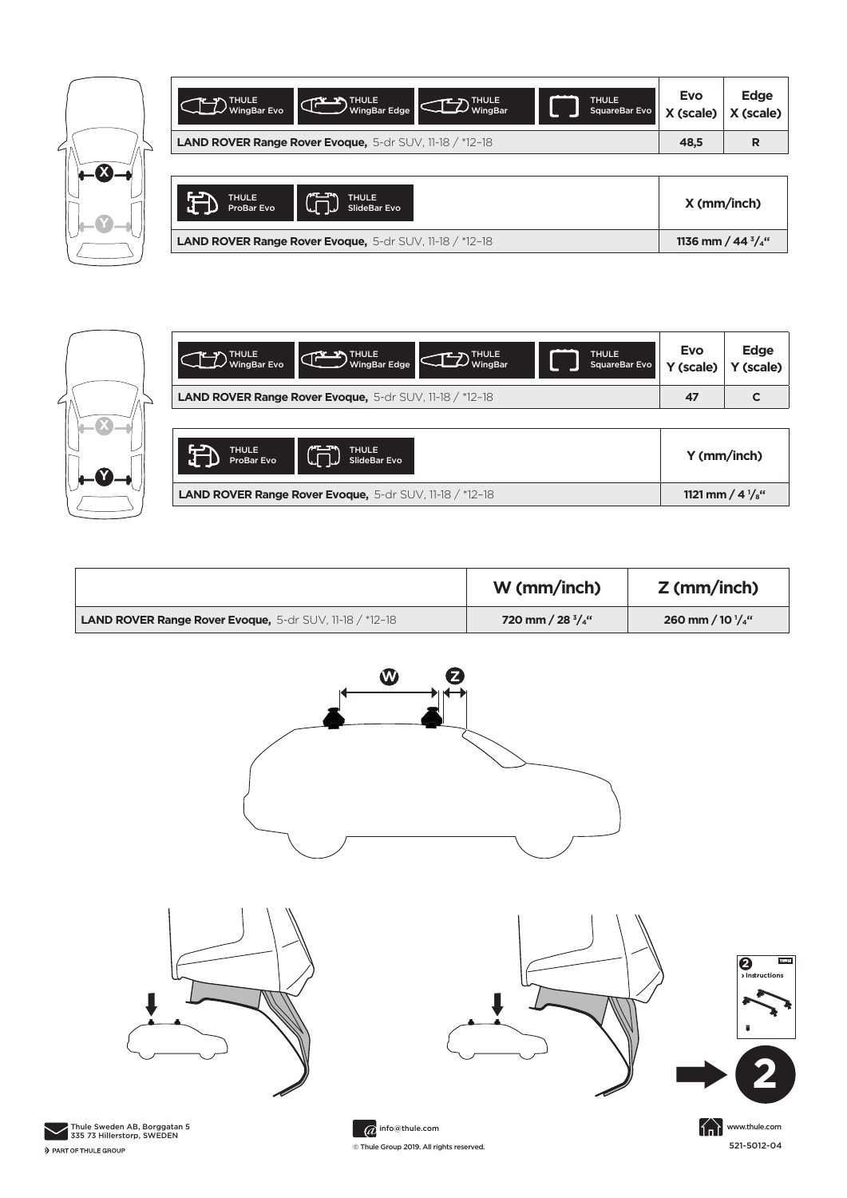| THULE WingBar Evo / THULE WingBar Edge / THULE WingBar / THULE SquareBar Evo | Evo X (scale) | Edge X (scale) |
|---|---|---|
| **LAND ROVER Range Rover Evoque,** 5-dr SUV, 11-18 / *12–18 | 48,5 | R |

| THULE ProBar Evo / THULE SlideBar Evo | X (mm/inch) |
|---|---|
| **LAND ROVER Range Rover Evoque,** 5-dr SUV, 11-18 / *12–18 | 1136 mm / 44 $^{3}/_{4}$" |

| THULE WingBar Evo / THULE WingBar Edge / THULE WingBar / THULE SquareBar Evo | Evo Y (scale) | Edge Y (scale) |
|---|---|---|
| **LAND ROVER Range Rover Evoque,** 5-dr SUV, 11-18 / *12–18 | 47 | C |

| THULE ProBar Evo / THULE SlideBar Evo | Y (mm/inch) |
|---|---|
| **LAND ROVER Range Rover Evoque,** 5-dr SUV, 11-18 / *12–18 | 1121 mm / 4 $^{1}/_{8}$" |

| | W (mm/inch) | Z (mm/inch) |
|---|---|---|
| **LAND ROVER Range Rover Evoque,** 5-dr SUV, 11-18 / *12–18 | 720 mm / 28 $^{3}/_{4}$" | 260 mm / 10 $^{1}/_{4}$" |

W

Z

2 > Instructions

2

Thule Sweden AB, Borggatan 5
335 73 Hillerstorp, SWEDEN

PART OF THULE GROUP

info@thule.com

© Thule Group 2019. All rights reserved.

www.thule.com

521-5012-04